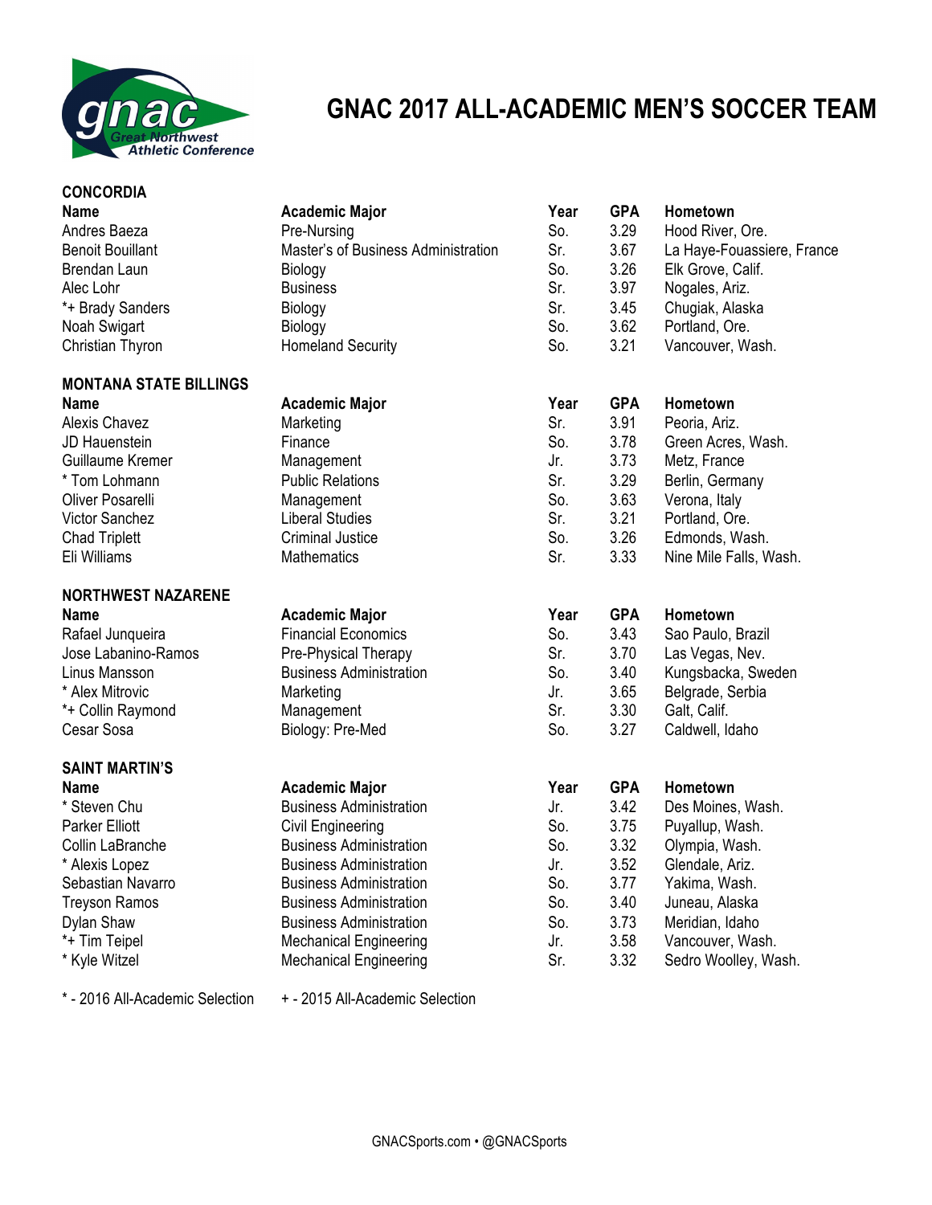# GNAC 2017 ALL-ACADEMIC MEN'S SOCCER TEAM

## CONCORDIA

| Name | Academic Major | Year | GPA | Hometown |
|---|---|---|---|---|
| Andres Baeza | Pre-Nursing | So. | 3.29 | Hood River, Ore. |
| Benoit Bouillant | Master's of Business Administration | Sr. | 3.67 | La Haye-Fouassiere, France |
| Brendan Laun | Biology | So. | 3.26 | Elk Grove, Calif. |
| Alec Lohr | Business | Sr. | 3.97 | Nogales, Ariz. |
| *+ Brady Sanders | Biology | Sr. | 3.45 | Chugiak, Alaska |
| Noah Swigart | Biology | So. | 3.62 | Portland, Ore. |
| Christian Thyron | Homeland Security | So. | 3.21 | Vancouver, Wash. |

## MONTANA STATE BILLINGS

| Name | Academic Major | Year | GPA | Hometown |
|---|---|---|---|---|
| Alexis Chavez | Marketing | Sr. | 3.91 | Peoria, Ariz. |
| JD Hauenstein | Finance | So. | 3.78 | Green Acres, Wash. |
| Guillaume Kremer | Management | Jr. | 3.73 | Metz, France |
| * Tom Lohmann | Public Relations | Sr. | 3.29 | Berlin, Germany |
| Oliver Posarelli | Management | So. | 3.63 | Verona, Italy |
| Victor Sanchez | Liberal Studies | Sr. | 3.21 | Portland, Ore. |
| Chad Triplett | Criminal Justice | So. | 3.26 | Edmonds, Wash. |
| Eli Williams | Mathematics | Sr. | 3.33 | Nine Mile Falls, Wash. |

## NORTHWEST NAZARENE

| Name | Academic Major | Year | GPA | Hometown |
|---|---|---|---|---|
| Rafael Junqueira | Financial Economics | So. | 3.43 | Sao Paulo, Brazil |
| Jose Labanino-Ramos | Pre-Physical Therapy | Sr. | 3.70 | Las Vegas, Nev. |
| Linus Mansson | Business Administration | So. | 3.40 | Kungsbacka, Sweden |
| * Alex Mitrovic | Marketing | Jr. | 3.65 | Belgrade, Serbia |
| *+ Collin Raymond | Management | Sr. | 3.30 | Galt, Calif. |
| Cesar Sosa | Biology: Pre-Med | So. | 3.27 | Caldwell, Idaho |

## SAINT MARTIN'S

| Name | Academic Major | Year | GPA | Hometown |
|---|---|---|---|---|
| * Steven Chu | Business Administration | Jr. | 3.42 | Des Moines, Wash. |
| Parker Elliott | Civil Engineering | So. | 3.75 | Puyallup, Wash. |
| Collin LaBranche | Business Administration | So. | 3.32 | Olympia, Wash. |
| * Alexis Lopez | Business Administration | Jr. | 3.52 | Glendale, Ariz. |
| Sebastian Navarro | Business Administration | So. | 3.77 | Yakima, Wash. |
| Treyson Ramos | Business Administration | So. | 3.40 | Juneau, Alaska |
| Dylan Shaw | Business Administration | So. | 3.73 | Meridian, Idaho |
| *+ Tim Teipel | Mechanical Engineering | Jr. | 3.58 | Vancouver, Wash. |
| * Kyle Witzel | Mechanical Engineering | Sr. | 3.32 | Sedro Woolley, Wash. |

\* - 2016 All-Academic Selection      + - 2015 All-Academic Selection

GNACSports.com • @GNACSports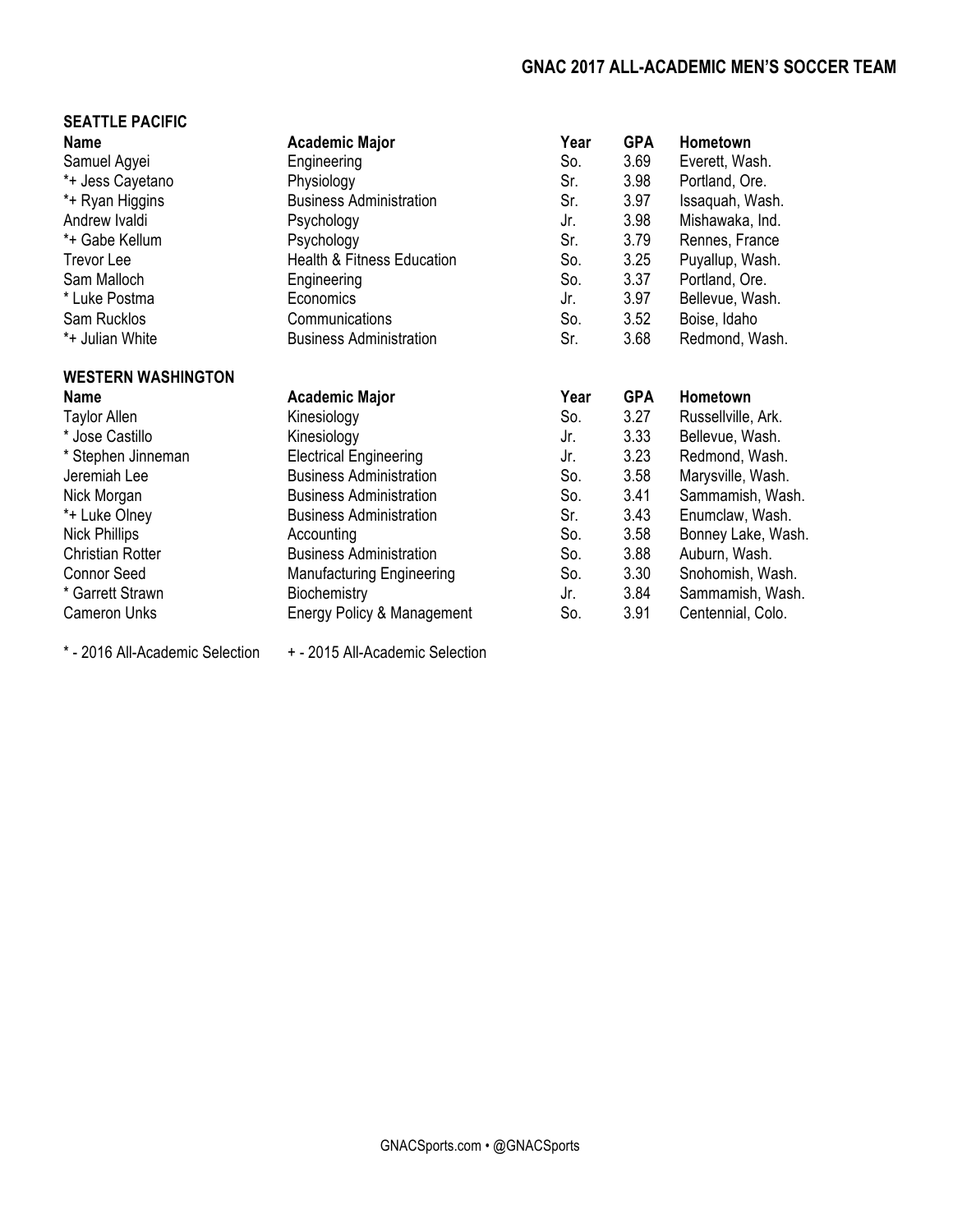# GNAC 2017 ALL-ACADEMIC MEN'S SOCCER TEAM

## SEATTLE PACIFIC

| Name | Academic Major | Year | GPA | Hometown |
|---|---|---|---|---|
| Samuel Agyei | Engineering | So. | 3.69 | Everett, Wash. |
| *+ Jess Cayetano | Physiology | Sr. | 3.98 | Portland, Ore. |
| *+ Ryan Higgins | Business Administration | Sr. | 3.97 | Issaquah, Wash. |
| Andrew Ivaldi | Psychology | Jr. | 3.98 | Mishawaka, Ind. |
| *+ Gabe Kellum | Psychology | Sr. | 3.79 | Rennes, France |
| Trevor Lee | Health & Fitness Education | So. | 3.25 | Puyallup, Wash. |
| Sam Malloch | Engineering | So. | 3.37 | Portland, Ore. |
| * Luke Postma | Economics | Jr. | 3.97 | Bellevue, Wash. |
| Sam Rucklos | Communications | So. | 3.52 | Boise, Idaho |
| *+ Julian White | Business Administration | Sr. | 3.68 | Redmond, Wash. |

## WESTERN WASHINGTON

| Name | Academic Major | Year | GPA | Hometown |
|---|---|---|---|---|
| Taylor Allen | Kinesiology | So. | 3.27 | Russellville, Ark. |
| * Jose Castillo | Kinesiology | Jr. | 3.33 | Bellevue, Wash. |
| * Stephen Jinneman | Electrical Engineering | Jr. | 3.23 | Redmond, Wash. |
| Jeremiah Lee | Business Administration | So. | 3.58 | Marysville, Wash. |
| Nick Morgan | Business Administration | So. | 3.41 | Sammamish, Wash. |
| *+ Luke Olney | Business Administration | Sr. | 3.43 | Enumclaw, Wash. |
| Nick Phillips | Accounting | So. | 3.58 | Bonney Lake, Wash. |
| Christian Rotter | Business Administration | So. | 3.88 | Auburn, Wash. |
| Connor Seed | Manufacturing Engineering | So. | 3.30 | Snohomish, Wash. |
| * Garrett Strawn | Biochemistry | Jr. | 3.84 | Sammamish, Wash. |
| Cameron Unks | Energy Policy & Management | So. | 3.91 | Centennial, Colo. |

* - 2016 All-Academic Selection + - 2015 All-Academic Selection

GNACSports.com • @GNACSports